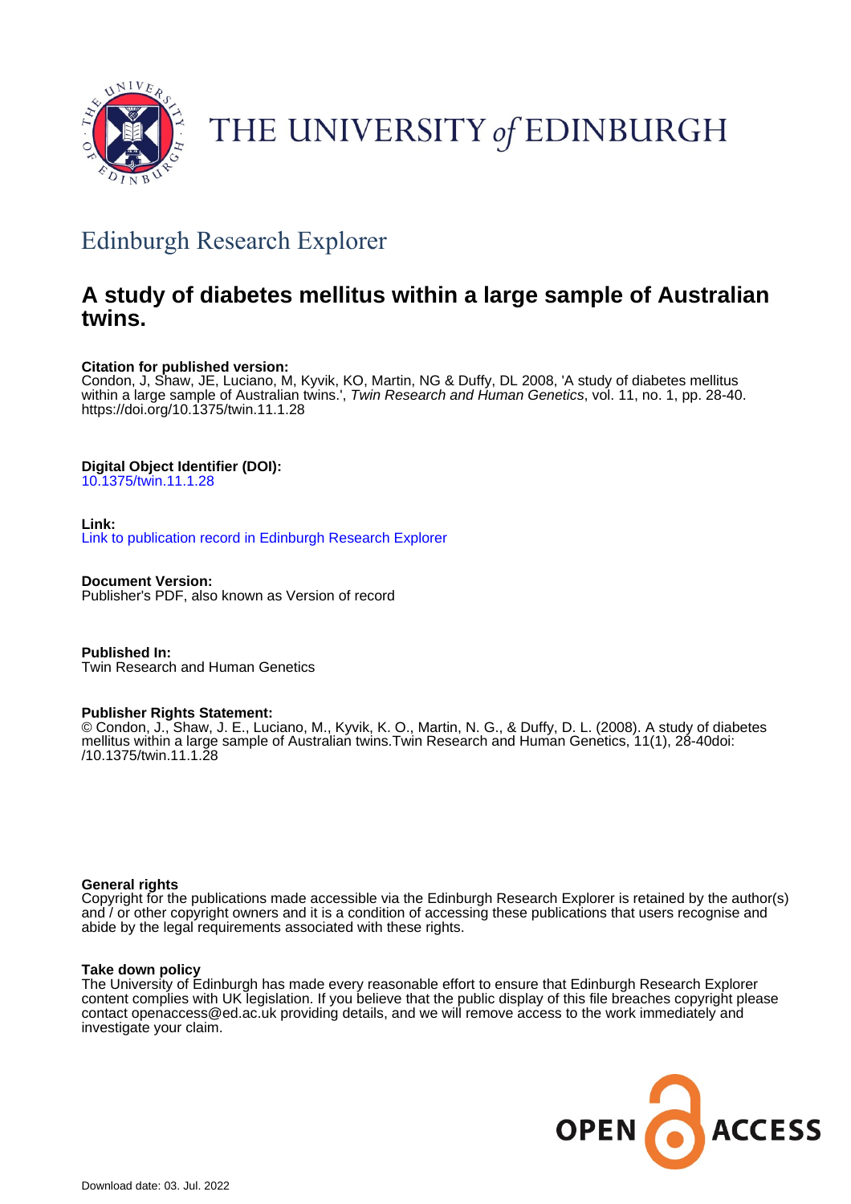THE UNIVERSITY *of* EDINBURGH

## Edinburgh Research Explorer

# A study of diabetes mellitus within a large sample of Australian twins.

**Citation for published version:**
Condon, J, Shaw, JE, Luciano, M, Kyvik, KO, Martin, NG & Duffy, DL 2008, 'A study of diabetes mellitus within a large sample of Australian twins.', *Twin Research and Human Genetics*, vol. 11, no. 1, pp. 28-40. https://doi.org/10.1375/twin.11.1.28

**Digital Object Identifier (DOI):**
10.1375/twin.11.1.28

**Link:**
Link to publication record in Edinburgh Research Explorer

**Document Version:**
Publisher's PDF, also known as Version of record

**Published In:**
Twin Research and Human Genetics

**Publisher Rights Statement:**
© Condon, J., Shaw, J. E., Luciano, M., Kyvik, K. O., Martin, N. G., & Duffy, D. L. (2008). A study of diabetes mellitus within a large sample of Australian twins.Twin Research and Human Genetics, 11(1), 28-40doi: /10.1375/twin.11.1.28

**General rights**
Copyright for the publications made accessible via the Edinburgh Research Explorer is retained by the author(s) and / or other copyright owners and it is a condition of accessing these publications that users recognise and abide by the legal requirements associated with these rights.

**Take down policy**
The University of Edinburgh has made every reasonable effort to ensure that Edinburgh Research Explorer content complies with UK legislation. If you believe that the public display of this file breaches copyright please contact openaccess@ed.ac.uk providing details, and we will remove access to the work immediately and investigate your claim.

Download date: 03. Jul. 2022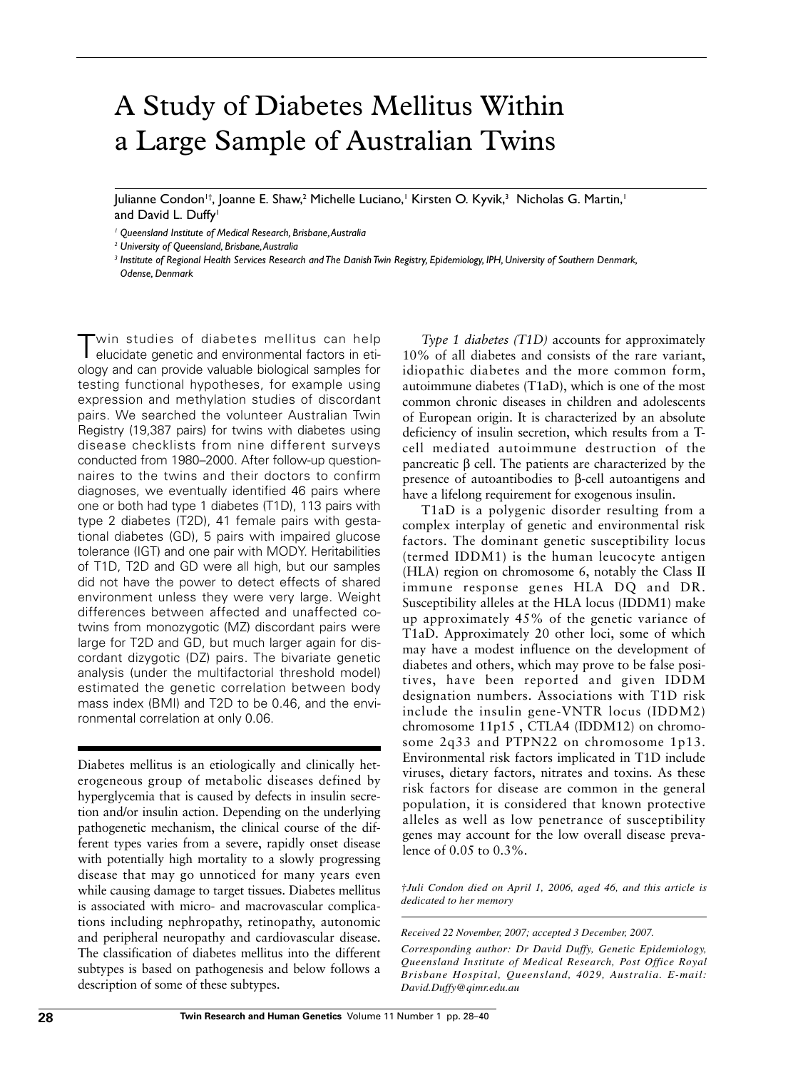# A Study of Diabetes Mellitus Within a Large Sample of Australian Twins

Julianne Condon[1†], Joanne E. Shaw,[2] Michelle Luciano,[1] Kirsten O. Kyvik,[3] Nicholas G. Martin,[1] and David L. Duffy[1]

*[1] Queensland Institute of Medical Research, Brisbane, Australia*

*[2] University of Queensland, Brisbane, Australia*

*[3] Institute of Regional Health Services Research and The Danish Twin Registry, Epidemiology, IPH, University of Southern Denmark, Odense, Denmark*

Twin studies of diabetes mellitus can help elucidate genetic and environmental factors in etiology and can provide valuable biological samples for testing functional hypotheses, for example using expression and methylation studies of discordant pairs. We searched the volunteer Australian Twin Registry (19,387 pairs) for twins with diabetes using disease checklists from nine different surveys conducted from 1980–2000. After follow-up questionnaires to the twins and their doctors to confirm diagnoses, we eventually identified 46 pairs where one or both had type 1 diabetes (T1D), 113 pairs with type 2 diabetes (T2D), 41 female pairs with gestational diabetes (GD), 5 pairs with impaired glucose tolerance (IGT) and one pair with MODY. Heritabilities of T1D, T2D and GD were all high, but our samples did not have the power to detect effects of shared environment unless they were very large. Weight differences between affected and unaffected co-twins from monozygotic (MZ) discordant pairs were large for T2D and GD, but much larger again for discordant dizygotic (DZ) pairs. The bivariate genetic analysis (under the multifactorial threshold model) estimated the genetic correlation between body mass index (BMI) and T2D to be 0.46, and the environmental correlation at only 0.06.

Diabetes mellitus is an etiologically and clinically heterogeneous group of metabolic diseases defined by hyperglycemia that is caused by defects in insulin secretion and/or insulin action. Depending on the underlying pathogenetic mechanism, the clinical course of the different types varies from a severe, rapidly onset disease with potentially high mortality to a slowly progressing disease that may go unnoticed for many years even while causing damage to target tissues. Diabetes mellitus is associated with micro- and macrovascular complications including nephropathy, retinopathy, autonomic and peripheral neuropathy and cardiovascular disease. The classification of diabetes mellitus into the different subtypes is based on pathogenesis and below follows a description of some of these subtypes.

*Type 1 diabetes (T1D)* accounts for approximately 10% of all diabetes and consists of the rare variant, idiopathic diabetes and the more common form, autoimmune diabetes (T1aD), which is one of the most common chronic diseases in children and adolescents of European origin. It is characterized by an absolute deficiency of insulin secretion, which results from a T-cell mediated autoimmune destruction of the pancreatic β cell. The patients are characterized by the presence of autoantibodies to β-cell autoantigens and have a lifelong requirement for exogenous insulin.

T1aD is a polygenic disorder resulting from a complex interplay of genetic and environmental risk factors. The dominant genetic susceptibility locus (termed IDDM1) is the human leucocyte antigen (HLA) region on chromosome 6, notably the Class II immune response genes HLA DQ and DR. Susceptibility alleles at the HLA locus (IDDM1) make up approximately 45% of the genetic variance of T1aD. Approximately 20 other loci, some of which may have a modest influence on the development of diabetes and others, which may prove to be false positives, have been reported and given IDDM designation numbers. Associations with T1D risk include the insulin gene-VNTR locus (IDDM2) chromosome 11p15 , CTLA4 (IDDM12) on chromosome 2q33 and PTPN22 on chromosome 1p13. Environmental risk factors implicated in T1D include viruses, dietary factors, nitrates and toxins. As these risk factors for disease are common in the general population, it is considered that known protective alleles as well as low penetrance of susceptibility genes may account for the low overall disease prevalence of 0.05 to 0.3%.

*†Juli Condon died on April 1, 2006, aged 46, and this article is dedicated to her memory*

*Received 22 November, 2007; accepted 3 December, 2007.*

*Corresponding author: Dr David Duffy, Genetic Epidemiology, Queensland Institute of Medical Research, Post Office Royal Brisbane Hospital, Queensland, 4029, Australia. E-mail: David.Duffy@qimr.edu.au*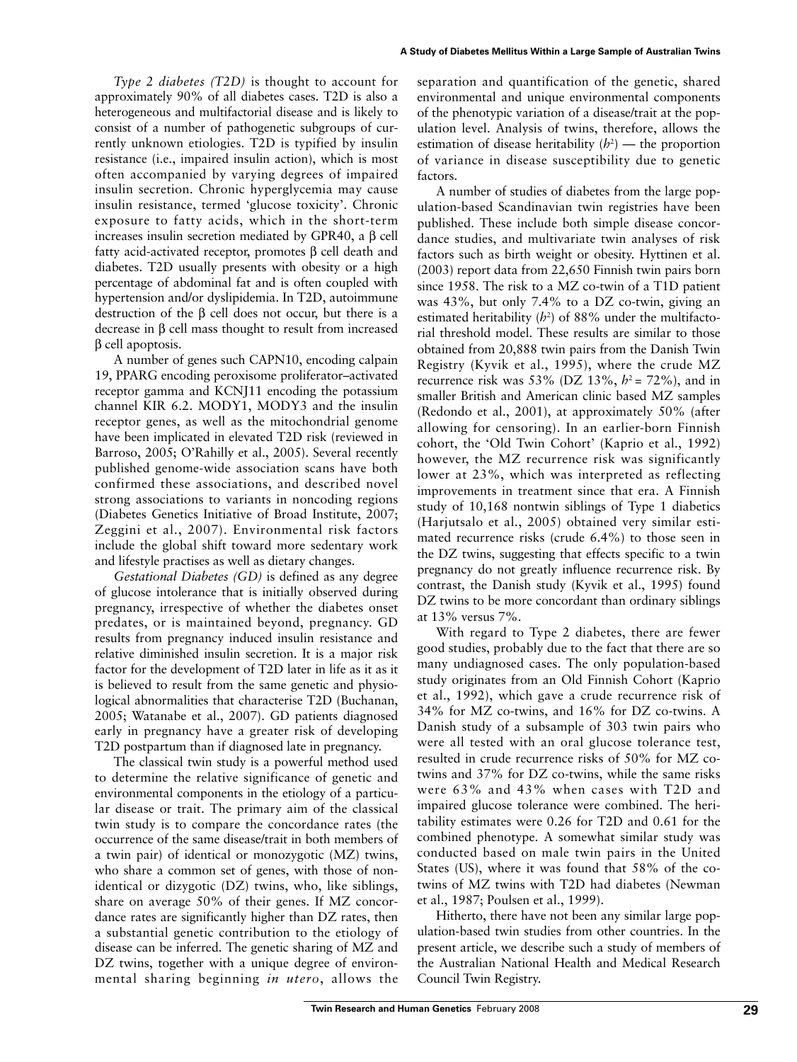*Type 2 diabetes (T2D)* is thought to account for approximately 90% of all diabetes cases. T2D is also a heterogeneous and multifactorial disease and is likely to consist of a number of pathogenetic subgroups of currently unknown etiologies. T2D is typified by insulin resistance (i.e., impaired insulin action), which is most often accompanied by varying degrees of impaired insulin secretion. Chronic hyperglycemia may cause insulin resistance, termed 'glucose toxicity'. Chronic exposure to fatty acids, which in the short-term increases insulin secretion mediated by GPR40, a β cell fatty acid-activated receptor, promotes β cell death and diabetes. T2D usually presents with obesity or a high percentage of abdominal fat and is often coupled with hypertension and/or dyslipidemia. In T2D, autoimmune destruction of the β cell does not occur, but there is a decrease in β cell mass thought to result from increased β cell apoptosis.

A number of genes such CAPN10, encoding calpain 19, PPARG encoding peroxisome proliferator–activated receptor gamma and KCNJ11 encoding the potassium channel KIR 6.2. MODY1, MODY3 and the insulin receptor genes, as well as the mitochondrial genome have been implicated in elevated T2D risk (reviewed in Barroso, 2005; O'Rahilly et al., 2005). Several recently published genome-wide association scans have both confirmed these associations, and described novel strong associations to variants in noncoding regions (Diabetes Genetics Initiative of Broad Institute, 2007; Zeggini et al., 2007). Environmental risk factors include the global shift toward more sedentary work and lifestyle practises as well as dietary changes.

*Gestational Diabetes (GD)* is defined as any degree of glucose intolerance that is initially observed during pregnancy, irrespective of whether the diabetes onset predates, or is maintained beyond, pregnancy. GD results from pregnancy induced insulin resistance and relative diminished insulin secretion. It is a major risk factor for the development of T2D later in life as it as it is believed to result from the same genetic and physiological abnormalities that characterise T2D (Buchanan, 2005; Watanabe et al., 2007). GD patients diagnosed early in pregnancy have a greater risk of developing T2D postpartum than if diagnosed late in pregnancy.

The classical twin study is a powerful method used to determine the relative significance of genetic and environmental components in the etiology of a particular disease or trait. The primary aim of the classical twin study is to compare the concordance rates (the occurrence of the same disease/trait in both members of a twin pair) of identical or monozygotic (MZ) twins, who share a common set of genes, with those of nonidentical or dizygotic (DZ) twins, who, like siblings, share on average 50% of their genes. If MZ concordance rates are significantly higher than DZ rates, then a substantial genetic contribution to the etiology of disease can be inferred. The genetic sharing of MZ and DZ twins, together with a unique degree of environmental sharing beginning *in utero*, allows the separation and quantification of the genetic, shared environmental and unique environmental components of the phenotypic variation of a disease/trait at the population level. Analysis of twins, therefore, allows the estimation of disease heritability ($h^2$) — the proportion of variance in disease susceptibility due to genetic factors.

A number of studies of diabetes from the large population-based Scandinavian twin registries have been published. These include both simple disease concordance studies, and multivariate twin analyses of risk factors such as birth weight or obesity. Hyttinen et al. (2003) report data from 22,650 Finnish twin pairs born since 1958. The risk to a MZ co-twin of a T1D patient was 43%, but only 7.4% to a DZ co-twin, giving an estimated heritability ($h^2$) of 88% under the multifactorial threshold model. These results are similar to those obtained from 20,888 twin pairs from the Danish Twin Registry (Kyvik et al., 1995), where the crude MZ recurrence risk was 53% (DZ 13%, $h^2$ = 72%), and in smaller British and American clinic based MZ samples (Redondo et al., 2001), at approximately 50% (after allowing for censoring). In an earlier-born Finnish cohort, the 'Old Twin Cohort' (Kaprio et al., 1992) however, the MZ recurrence risk was significantly lower at 23%, which was interpreted as reflecting improvements in treatment since that era. A Finnish study of 10,168 nontwin siblings of Type 1 diabetics (Harjutsalo et al., 2005) obtained very similar estimated recurrence risks (crude 6.4%) to those seen in the DZ twins, suggesting that effects specific to a twin pregnancy do not greatly influence recurrence risk. By contrast, the Danish study (Kyvik et al., 1995) found DZ twins to be more concordant than ordinary siblings at 13% versus 7%.

With regard to Type 2 diabetes, there are fewer good studies, probably due to the fact that there are so many undiagnosed cases. The only population-based study originates from an Old Finnish Cohort (Kaprio et al., 1992), which gave a crude recurrence risk of 34% for MZ co-twins, and 16% for DZ co-twins. A Danish study of a subsample of 303 twin pairs who were all tested with an oral glucose tolerance test, resulted in crude recurrence risks of 50% for MZ co-twins and 37% for DZ co-twins, while the same risks were 63% and 43% when cases with T2D and impaired glucose tolerance were combined. The heritability estimates were 0.26 for T2D and 0.61 for the combined phenotype. A somewhat similar study was conducted based on male twin pairs in the United States (US), where it was found that 58% of the co-twins of MZ twins with T2D had diabetes (Newman et al., 1987; Poulsen et al., 1999).

Hitherto, there have not been any similar large population-based twin studies from other countries. In the present article, we describe such a study of members of the Australian National Health and Medical Research Council Twin Registry.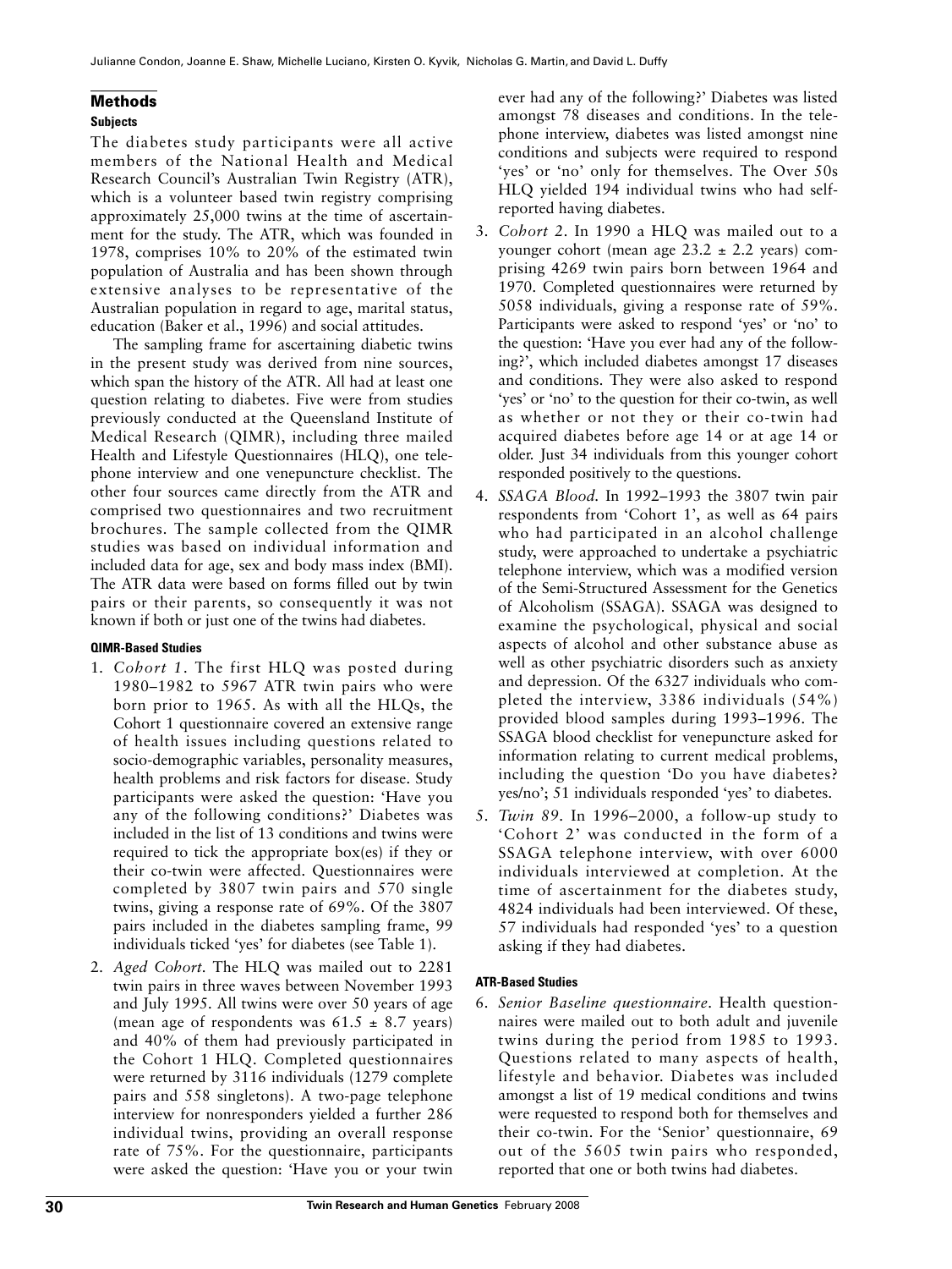## Methods

### Subjects

The diabetes study participants were all active members of the National Health and Medical Research Council's Australian Twin Registry (ATR), which is a volunteer based twin registry comprising approximately 25,000 twins at the time of ascertainment for the study. The ATR, which was founded in 1978, comprises 10% to 20% of the estimated twin population of Australia and has been shown through extensive analyses to be representative of the Australian population in regard to age, marital status, education (Baker et al., 1996) and social attitudes.

The sampling frame for ascertaining diabetic twins in the present study was derived from nine sources, which span the history of the ATR. All had at least one question relating to diabetes. Five were from studies previously conducted at the Queensland Institute of Medical Research (QIMR), including three mailed Health and Lifestyle Questionnaires (HLQ), one telephone interview and one venepuncture checklist. The other four sources came directly from the ATR and comprised two questionnaires and two recruitment brochures. The sample collected from the QIMR studies was based on individual information and included data for age, sex and body mass index (BMI). The ATR data were based on forms filled out by twin pairs or their parents, so consequently it was not known if both or just one of the twins had diabetes.

### QIMR-Based Studies

1. *Cohort 1*. The first HLQ was posted during 1980–1982 to 5967 ATR twin pairs who were born prior to 1965. As with all the HLQs, the Cohort 1 questionnaire covered an extensive range of health issues including questions related to socio-demographic variables, personality measures, health problems and risk factors for disease. Study participants were asked the question: 'Have you any of the following conditions?' Diabetes was included in the list of 13 conditions and twins were required to tick the appropriate box(es) if they or their co-twin were affected. Questionnaires were completed by 3807 twin pairs and 570 single twins, giving a response rate of 69%. Of the 3807 pairs included in the diabetes sampling frame, 99 individuals ticked 'yes' for diabetes (see Table 1).
2. *Aged Cohort*. The HLQ was mailed out to 2281 twin pairs in three waves between November 1993 and July 1995. All twins were over 50 years of age (mean age of respondents was $61.5 \pm 8.7$ years) and 40% of them had previously participated in the Cohort 1 HLQ. Completed questionnaires were returned by 3116 individuals (1279 complete pairs and 558 singletons). A two-page telephone interview for nonresponders yielded a further 286 individual twins, providing an overall response rate of 75%. For the questionnaire, participants were asked the question: 'Have you or your twin ever had any of the following?' Diabetes was listed amongst 78 diseases and conditions. In the telephone interview, diabetes was listed amongst nine conditions and subjects were required to respond 'yes' or 'no' only for themselves. The Over 50s HLQ yielded 194 individual twins who had self-reported having diabetes.
3. *Cohort 2*. In 1990 a HLQ was mailed out to a younger cohort (mean age $23.2 \pm 2.2$ years) comprising 4269 twin pairs born between 1964 and 1970. Completed questionnaires were returned by 5058 individuals, giving a response rate of 59%. Participants were asked to respond 'yes' or 'no' to the question: 'Have you ever had any of the following?', which included diabetes amongst 17 diseases and conditions. They were also asked to respond 'yes' or 'no' to the question for their co-twin, as well as whether or not they or their co-twin had acquired diabetes before age 14 or at age 14 or older. Just 34 individuals from this younger cohort responded positively to the questions.
4. *SSAGA Blood*. In 1992–1993 the 3807 twin pair respondents from 'Cohort 1', as well as 64 pairs who had participated in an alcohol challenge study, were approached to undertake a psychiatric telephone interview, which was a modified version of the Semi-Structured Assessment for the Genetics of Alcoholism (SSAGA). SSAGA was designed to examine the psychological, physical and social aspects of alcohol and other substance abuse as well as other psychiatric disorders such as anxiety and depression. Of the 6327 individuals who completed the interview, 3386 individuals (54%) provided blood samples during 1993–1996. The SSAGA blood checklist for venepuncture asked for information relating to current medical problems, including the question 'Do you have diabetes? yes/no'; 51 individuals responded 'yes' to diabetes.
5. *Twin 89*. In 1996–2000, a follow-up study to 'Cohort 2' was conducted in the form of a SSAGA telephone interview, with over 6000 individuals interviewed at completion. At the time of ascertainment for the diabetes study, 4824 individuals had been interviewed. Of these, 57 individuals had responded 'yes' to a question asking if they had diabetes.

### ATR-Based Studies

6. *Senior Baseline questionnaire*. Health questionnaires were mailed out to both adult and juvenile twins during the period from 1985 to 1993. Questions related to many aspects of health, lifestyle and behavior. Diabetes was included amongst a list of 19 medical conditions and twins were requested to respond both for themselves and their co-twin. For the 'Senior' questionnaire, 69 out of the 5605 twin pairs who responded, reported that one or both twins had diabetes.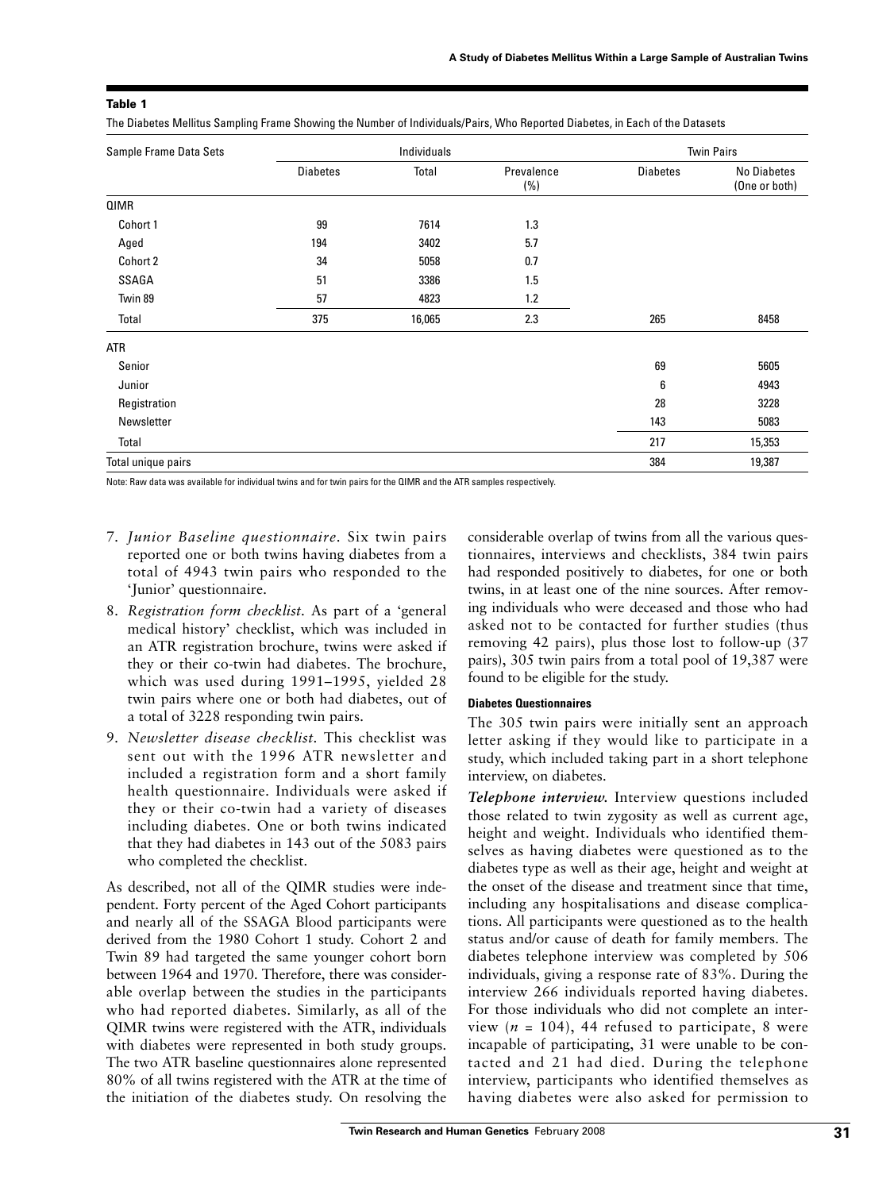**Table 1**

The Diabetes Mellitus Sampling Frame Showing the Number of Individuals/Pairs, Who Reported Diabetes, in Each of the Datasets

| Sample Frame Data Sets | Individuals | | | Twin Pairs | |
|---|---|---|---|---|---|
| | Diabetes | Total | Prevalence (%) | Diabetes | No Diabetes (One or both) |
| QIMR | | | | | |
| Cohort 1 | 99 | 7614 | 1.3 | | |
| Aged | 194 | 3402 | 5.7 | | |
| Cohort 2 | 34 | 5058 | 0.7 | | |
| SSAGA | 51 | 3386 | 1.5 | | |
| Twin 89 | 57 | 4823 | 1.2 | | |
| Total | 375 | 16,065 | 2.3 | 265 | 8458 |
| ATR | | | | | |
| Senior | | | | 69 | 5605 |
| Junior | | | | 6 | 4943 |
| Registration | | | | 28 | 3228 |
| Newsletter | | | | 143 | 5083 |
| Total | | | | 217 | 15,353 |
| Total unique pairs | | | | 384 | 19,387 |

Note: Raw data was available for individual twins and for twin pairs for the QIMR and the ATR samples respectively.

7. *Junior Baseline questionnaire.* Six twin pairs reported one or both twins having diabetes from a total of 4943 twin pairs who responded to the 'Junior' questionnaire.
8. *Registration form checklist.* As part of a 'general medical history' checklist, which was included in an ATR registration brochure, twins were asked if they or their co-twin had diabetes. The brochure, which was used during 1991–1995, yielded 28 twin pairs where one or both had diabetes, out of a total of 3228 responding twin pairs.
9. *Newsletter disease checklist.* This checklist was sent out with the 1996 ATR newsletter and included a registration form and a short family health questionnaire. Individuals were asked if they or their co-twin had a variety of diseases including diabetes. One or both twins indicated that they had diabetes in 143 out of the 5083 pairs who completed the checklist.

As described, not all of the QIMR studies were independent. Forty percent of the Aged Cohort participants and nearly all of the SSAGA Blood participants were derived from the 1980 Cohort 1 study. Cohort 2 and Twin 89 had targeted the same younger cohort born between 1964 and 1970. Therefore, there was considerable overlap between the studies in the participants who had reported diabetes. Similarly, as all of the QIMR twins were registered with the ATR, individuals with diabetes were represented in both study groups. The two ATR baseline questionnaires alone represented 80% of all twins registered with the ATR at the time of the initiation of the diabetes study. On resolving the considerable overlap of twins from all the various questionnaires, interviews and checklists, 384 twin pairs had responded positively to diabetes, for one or both twins, in at least one of the nine sources. After removing individuals who were deceased and those who had asked not to be contacted for further studies (thus removing 42 pairs), plus those lost to follow-up (37 pairs), 305 twin pairs from a total pool of 19,387 were found to be eligible for the study.

#### Diabetes Questionnaires

The 305 twin pairs were initially sent an approach letter asking if they would like to participate in a study, which included taking part in a short telephone interview, on diabetes.

***Telephone interview.*** Interview questions included those related to twin zygosity as well as current age, height and weight. Individuals who identified themselves as having diabetes were questioned as to the diabetes type as well as their age, height and weight at the onset of the disease and treatment since that time, including any hospitalisations and disease complications. All participants were questioned as to the health status and/or cause of death for family members. The diabetes telephone interview was completed by 506 individuals, giving a response rate of 83%. During the interview 266 individuals reported having diabetes. For those individuals who did not complete an interview ($n$ = 104), 44 refused to participate, 8 were incapable of participating, 31 were unable to be contacted and 21 had died. During the telephone interview, participants who identified themselves as having diabetes were also asked for permission to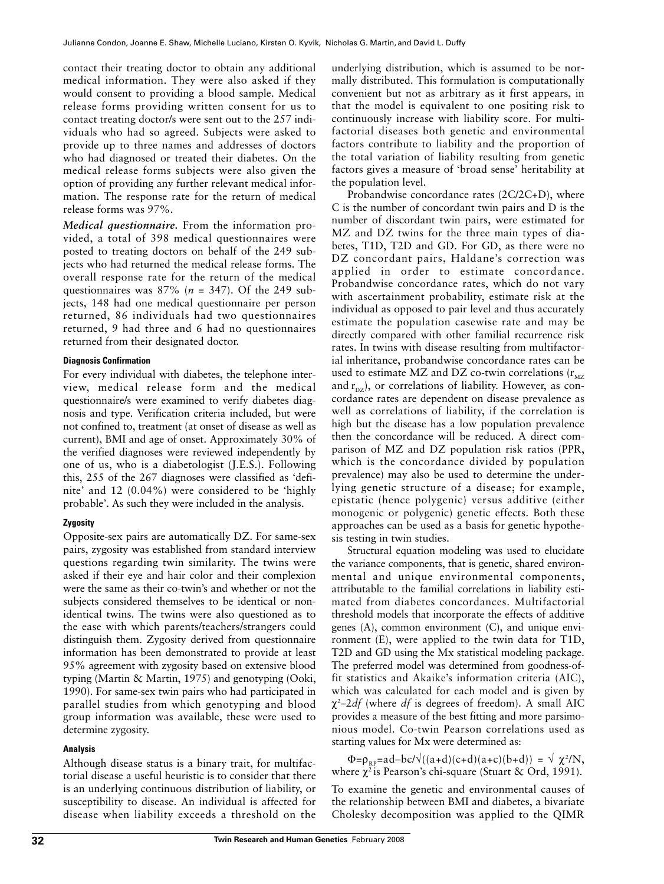contact their treating doctor to obtain any additional medical information. They were also asked if they would consent to providing a blood sample. Medical release forms providing written consent for us to contact treating doctor/s were sent out to the 257 individuals who had so agreed. Subjects were asked to provide up to three names and addresses of doctors who had diagnosed or treated their diabetes. On the medical release forms subjects were also given the option of providing any further relevant medical information. The response rate for the return of medical release forms was 97%.

***Medical questionnaire.*** From the information provided, a total of 398 medical questionnaires were posted to treating doctors on behalf of the 249 subjects who had returned the medical release forms. The overall response rate for the return of the medical questionnaires was 87% ($n$ = 347). Of the 249 subjects, 148 had one medical questionnaire per person returned, 86 individuals had two questionnaires returned, 9 had three and 6 had no questionnaires returned from their designated doctor.

#### Diagnosis Confirmation

For every individual with diabetes, the telephone interview, medical release form and the medical questionnaire/s were examined to verify diabetes diagnosis and type. Verification criteria included, but were not confined to, treatment (at onset of disease as well as current), BMI and age of onset. Approximately 30% of the verified diagnoses were reviewed independently by one of us, who is a diabetologist (J.E.S.). Following this, 255 of the 267 diagnoses were classified as 'definite' and 12 (0.04%) were considered to be 'highly probable'. As such they were included in the analysis.

#### Zygosity

Opposite-sex pairs are automatically DZ. For same-sex pairs, zygosity was established from standard interview questions regarding twin similarity. The twins were asked if their eye and hair color and their complexion were the same as their co-twin's and whether or not the subjects considered themselves to be identical or non-identical twins. The twins were also questioned as to the ease with which parents/teachers/strangers could distinguish them. Zygosity derived from questionnaire information has been demonstrated to provide at least 95% agreement with zygosity based on extensive blood typing (Martin & Martin, 1975) and genotyping (Ooki, 1990). For same-sex twin pairs who had participated in parallel studies from which genotyping and blood group information was available, these were used to determine zygosity.

#### Analysis

Although disease status is a binary trait, for multifactorial disease a useful heuristic is to consider that there is an underlying continuous distribution of liability, or susceptibility to disease. An individual is affected for disease when liability exceeds a threshold on the underlying distribution, which is assumed to be normally distributed. This formulation is computationally convenient but not as arbitrary as it first appears, in that the model is equivalent to one positing risk to continuously increase with liability score. For multifactorial diseases both genetic and environmental factors contribute to liability and the proportion of the total variation of liability resulting from genetic factors gives a measure of 'broad sense' heritability at the population level.

Probandwise concordance rates (2C/2C+D), where C is the number of concordant twin pairs and D is the number of discordant twin pairs, were estimated for MZ and DZ twins for the three main types of diabetes, T1D, T2D and GD. For GD, as there were no DZ concordant pairs, Haldane's correction was applied in order to estimate concordance. Probandwise concordance rates, which do not vary with ascertainment probability, estimate risk at the individual as opposed to pair level and thus accurately estimate the population casewise rate and may be directly compared with other familial recurrence risk rates. In twins with disease resulting from multifactorial inheritance, probandwise concordance rates can be used to estimate MZ and DZ co-twin correlations ($r_{MZ}$ and $r_{DZ}$), or correlations of liability. However, as concordance rates are dependent on disease prevalence as well as correlations of liability, if the correlation is high but the disease has a low population prevalence then the concordance will be reduced. A direct comparison of MZ and DZ population risk ratios (PPR, which is the concordance divided by population prevalence) may also be used to determine the underlying genetic structure of a disease; for example, epistatic (hence polygenic) versus additive (either monogenic or polygenic) genetic effects. Both these approaches can be used as a basis for genetic hypothesis testing in twin studies.

Structural equation modeling was used to elucidate the variance components, that is genetic, shared environmental and unique environmental components, attributable to the familial correlations in liability estimated from diabetes concordances. Multifactorial threshold models that incorporate the effects of additive genes (A), common environment (C), and unique environment (E), were applied to the twin data for T1D, T2D and GD using the Mx statistical modeling package. The preferred model was determined from goodness-of-fit statistics and Akaike's information criteria (AIC), which was calculated for each model and is given by $\chi^2$–2$df$ (where $df$ is degrees of freedom). A small AIC provides a measure of the best fitting and more parsimonious model. Co-twin Pearson correlations used as starting values for Mx were determined as:

$$\Phi=\rho_{RP}=ad-bc/\sqrt{((a+d)(c+d)(a+c)(b+d))} = \sqrt{\chi^2/N},$$

where $\chi^2$ is Pearson's chi-square (Stuart & Ord, 1991).

To examine the genetic and environmental causes of the relationship between BMI and diabetes, a bivariate Cholesky decomposition was applied to the QIMR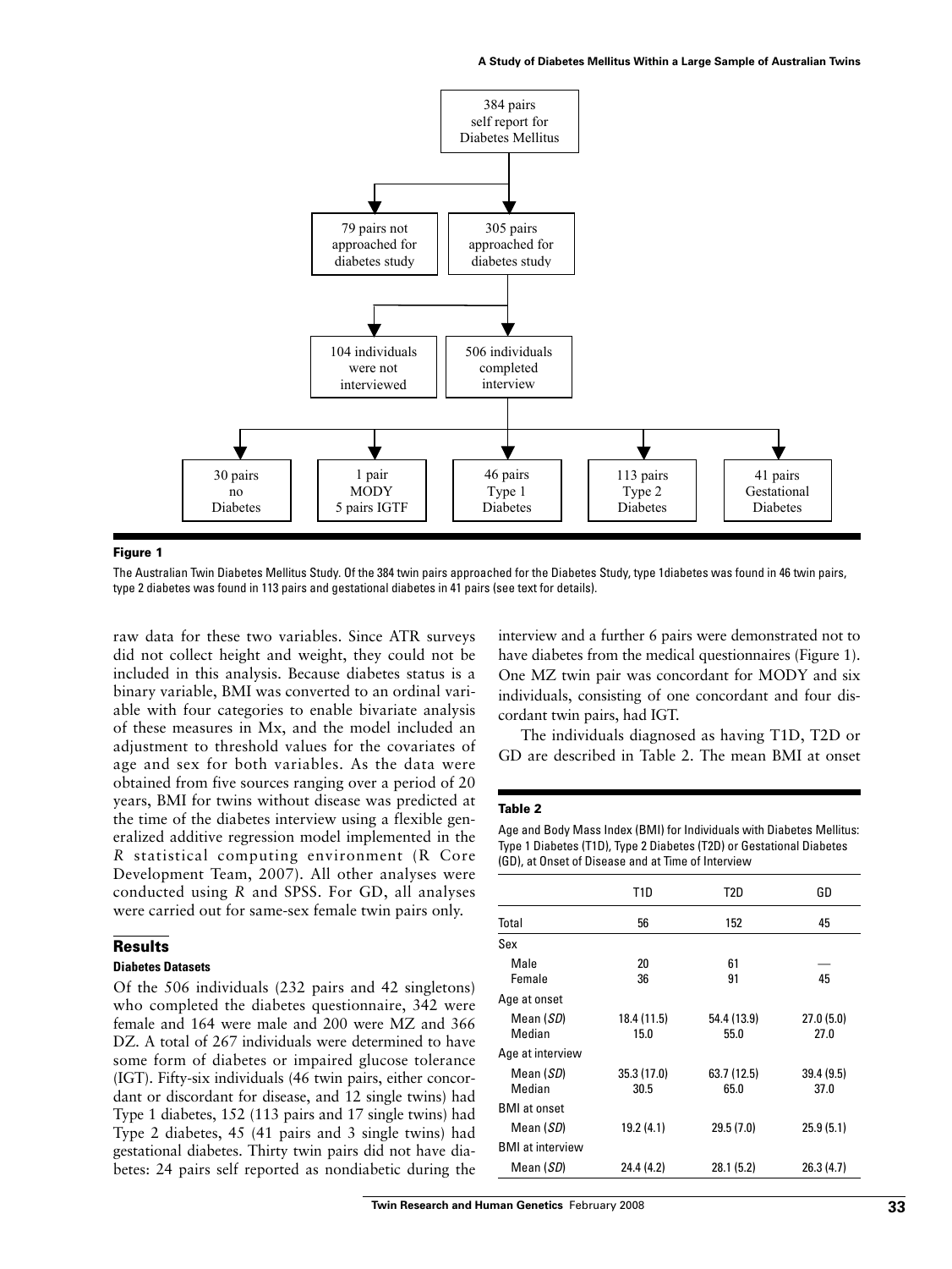384 pairs self report for Diabetes Mellitus

79 pairs not approached for diabetes study

305 pairs approached for diabetes study

104 individuals were not interviewed

506 individuals completed interview

30 pairs no Diabetes

1 pair MODY 5 pairs IGTF

46 pairs Type 1 Diabetes

113 pairs Type 2 Diabetes

41 pairs Gestational Diabetes

**Figure 1**

The Australian Twin Diabetes Mellitus Study. Of the 384 twin pairs approached for the Diabetes Study, type 1diabetes was found in 46 twin pairs, type 2 diabetes was found in 113 pairs and gestational diabetes in 41 pairs (see text for details).

raw data for these two variables. Since ATR surveys did not collect height and weight, they could not be included in this analysis. Because diabetes status is a binary variable, BMI was converted to an ordinal variable with four categories to enable bivariate analysis of these measures in Mx, and the model included an adjustment to threshold values for the covariates of age and sex for both variables. As the data were obtained from five sources ranging over a period of 20 years, BMI for twins without disease was predicted at the time of the diabetes interview using a flexible generalized additive regression model implemented in the *R* statistical computing environment (R Core Development Team, 2007). All other analyses were conducted using *R* and SPSS. For GD, all analyses were carried out for same-sex female twin pairs only.

## Results

### Diabetes Datasets

Of the 506 individuals (232 pairs and 42 singletons) who completed the diabetes questionnaire, 342 were female and 164 were male and 200 were MZ and 366 DZ. A total of 267 individuals were determined to have some form of diabetes or impaired glucose tolerance (IGT). Fifty-six individuals (46 twin pairs, either concordant or discordant for disease, and 12 single twins) had Type 1 diabetes, 152 (113 pairs and 17 single twins) had Type 2 diabetes, 45 (41 pairs and 3 single twins) had gestational diabetes. Thirty twin pairs did not have diabetes: 24 pairs self reported as nondiabetic during the interview and a further 6 pairs were demonstrated not to have diabetes from the medical questionnaires (Figure 1). One MZ twin pair was concordant for MODY and six individuals, consisting of one concordant and four discordant twin pairs, had IGT.

The individuals diagnosed as having T1D, T2D or GD are described in Table 2. The mean BMI at onset

**Table 2**

Age and Body Mass Index (BMI) for Individuals with Diabetes Mellitus: Type 1 Diabetes (T1D), Type 2 Diabetes (T2D) or Gestational Diabetes (GD), at Onset of Disease and at Time of Interview

| | T1D | T2D | GD |
|---|---|---|---|
| Total | 56 | 152 | 45 |
| Sex | | | |
| Male | 20 | 61 | — |
| Female | 36 | 91 | 45 |
| Age at onset | | | |
| Mean (*SD*) | 18.4 (11.5) | 54.4 (13.9) | 27.0 (5.0) |
| Median | 15.0 | 55.0 | 27.0 |
| Age at interview | | | |
| Mean (*SD*) | 35.3 (17.0) | 63.7 (12.5) | 39.4 (9.5) |
| Median | 30.5 | 65.0 | 37.0 |
| BMI at onset | | | |
| Mean (*SD*) | 19.2 (4.1) | 29.5 (7.0) | 25.9 (5.1) |
| BMI at interview | | | |
| Mean (*SD*) | 24.4 (4.2) | 28.1 (5.2) | 26.3 (4.7) |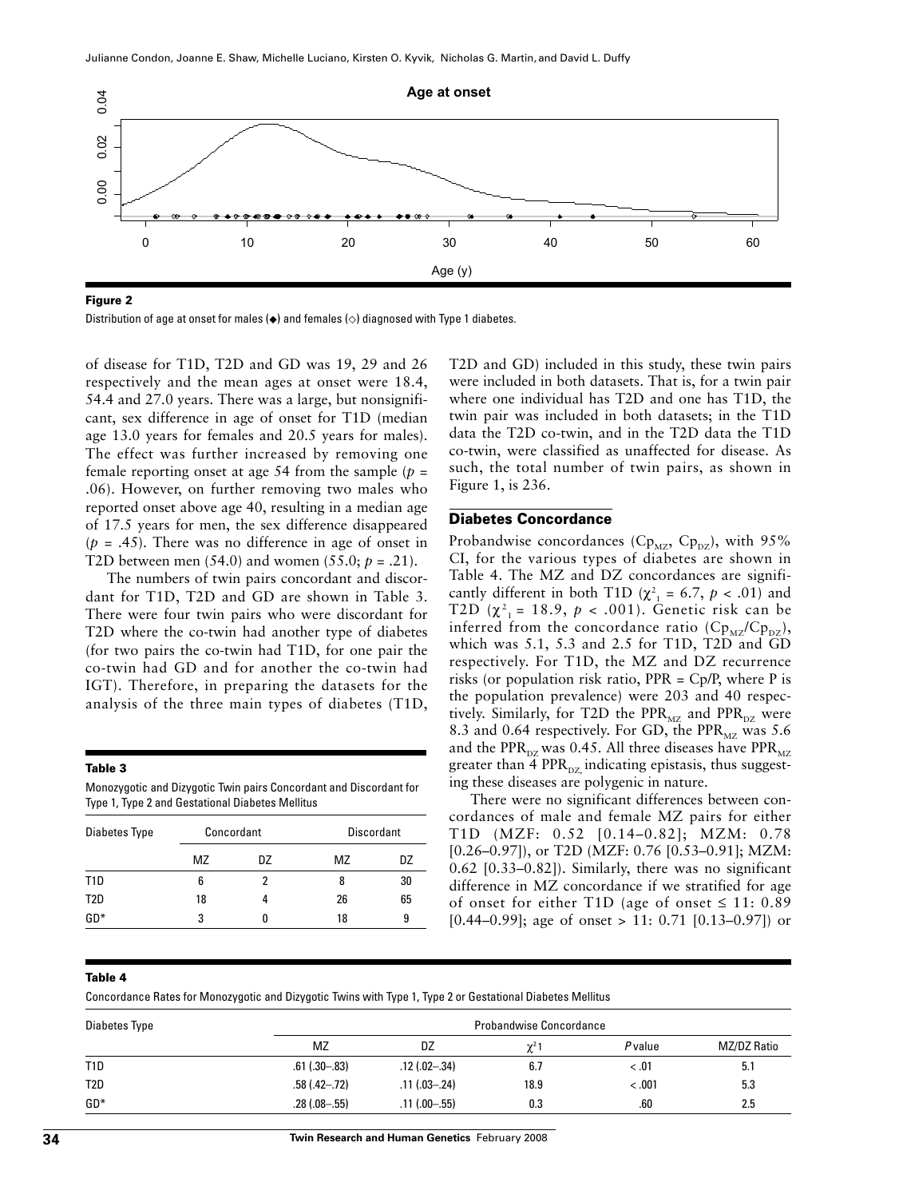**Figure 2**

Distribution of age at onset for males (◆) and females (◇) diagnosed with Type 1 diabetes.

of disease for T1D, T2D and GD was 19, 29 and 26 respectively and the mean ages at onset were 18.4, 54.4 and 27.0 years. There was a large, but nonsignificant, sex difference in age of onset for T1D (median age 13.0 years for females and 20.5 years for males). The effect was further increased by removing one female reporting onset at age 54 from the sample ($p$ = .06). However, on further removing two males who reported onset above age 40, resulting in a median age of 17.5 years for men, the sex difference disappeared ($p$ = .45). There was no difference in age of onset in T2D between men (54.0) and women (55.0; $p$ = .21).

The numbers of twin pairs concordant and discordant for T1D, T2D and GD are shown in Table 3. There were four twin pairs who were discordant for T2D where the co-twin had another type of diabetes (for two pairs the co-twin had T1D, for one pair the co-twin had GD and for another the co-twin had IGT). Therefore, in preparing the datasets for the analysis of the three main types of diabetes (T1D, T2D and GD) included in this study, these twin pairs were included in both datasets. That is, for a twin pair where one individual has T2D and one has T1D, the twin pair was included in both datasets; in the T1D data the T2D co-twin, and in the T2D data the T1D co-twin, were classified as unaffected for disease. As such, the total number of twin pairs, as shown in Figure 1, is 236.

**Table 3**

Monozygotic and Dizygotic Twin pairs Concordant and Discordant for Type 1, Type 2 and Gestational Diabetes Mellitus

| Diabetes Type | Concordant | | Discordant | |
|---|---|---|---|---|
| | MZ | DZ | MZ | DZ |
| T1D | 6 | 2 | 8 | 30 |
| T2D | 18 | 4 | 26 | 65 |
| GD* | 3 | 0 | 18 | 9 |

## Diabetes Concordance

Probandwise concordances ($Cp_{MZ}$, $Cp_{DZ}$), with 95% CI, for the various types of diabetes are shown in Table 4. The MZ and DZ concordances are significantly different in both T1D ($\chi^2_1$ = 6.7, $p$ < .01) and T2D ($\chi^2_1$ = 18.9, $p$ < .001). Genetic risk can be inferred from the concordance ratio ($Cp_{MZ}/Cp_{DZ}$), which was 5.1, 5.3 and 2.5 for T1D, T2D and GD respectively. For T1D, the MZ and DZ recurrence risks (or population risk ratio, PPR = Cp/P, where P is the population prevalence) were 203 and 40 respectively. Similarly, for T2D the $PPR_{MZ}$ and $PPR_{DZ}$ were 8.3 and 0.64 respectively. For GD, the $PPR_{MZ}$ was 5.6 and the $PPR_{DZ}$ was 0.45. All three diseases have $PPR_{MZ}$ greater than 4 $PPR_{DZ}$ indicating epistasis, thus suggesting these diseases are polygenic in nature.

There were no significant differences between concordances of male and female MZ pairs for either T1D (MZF: 0.52 [0.14–0.82]; MZM: 0.78 [0.26–0.97]), or T2D (MZF: 0.76 [0.53–0.91]; MZM: 0.62 [0.33–0.82]). Similarly, there was no significant difference in MZ concordance if we stratified for age of onset for either T1D (age of onset ≤ 11: 0.89 [0.44–0.99]; age of onset > 11: 0.71 [0.13–0.97]) or

**Table 4**

Concordance Rates for Monozygotic and Dizygotic Twins with Type 1, Type 2 or Gestational Diabetes Mellitus

| Diabetes Type | Probandwise Concordance | | | | |
|---|---|---|---|---|---|
| | MZ | DZ | $\chi^2$1 | *P* value | MZ/DZ Ratio |
| T1D | .61 (.30–.83) | .12 (.02–.34) | 6.7 | < .01 | 5.1 |
| T2D | .58 (.42–.72) | .11 (.03–.24) | 18.9 | < .001 | 5.3 |
| GD* | .28 (.08–.55) | .11 (.00–.55) | 0.3 | .60 | 2.5 |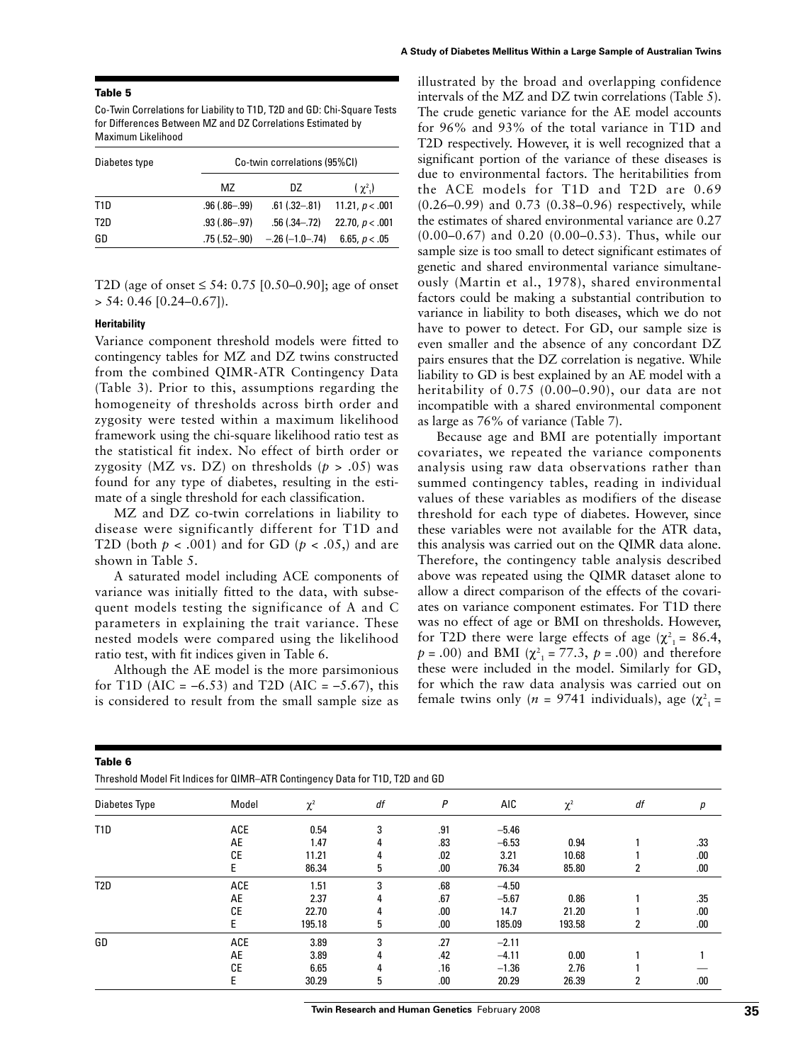**Table 5**

Co-Twin Correlations for Liability to T1D, T2D and GD: Chi-Square Tests for Differences Between MZ and DZ Correlations Estimated by Maximum Likelihood

| Diabetes type | Co-twin correlations (95%CI) | | |
|---|---|---|---|
| | MZ | DZ | ($\chi^2_1$) |
| T1D | .96 (.86–.99) | .61 (.32–.81) | 11.21, $p < .001$ |
| T2D | .93 (.86–.97) | .56 (.34–.72) | 22.70, $p < .001$ |
| GD | .75 (.52–.90) | −.26 (−1.0–.74) | 6.65, $p < .05$ |

T2D (age of onset ≤ 54: 0.75 [0.50–0.90]; age of onset > 54: 0.46 [0.24–0.67]).

#### Heritability

Variance component threshold models were fitted to contingency tables for MZ and DZ twins constructed from the combined QIMR-ATR Contingency Data (Table 3). Prior to this, assumptions regarding the homogeneity of thresholds across birth order and zygosity were tested within a maximum likelihood framework using the chi-square likelihood ratio test as the statistical fit index. No effect of birth order or zygosity (MZ vs. DZ) on thresholds ($p > .05$) was found for any type of diabetes, resulting in the estimate of a single threshold for each classification.

MZ and DZ co-twin correlations in liability to disease were significantly different for T1D and T2D (both $p < .001$) and for GD ($p < .05$,) and are shown in Table 5.

A saturated model including ACE components of variance was initially fitted to the data, with subsequent models testing the significance of A and C parameters in explaining the trait variance. These nested models were compared using the likelihood ratio test, with fit indices given in Table 6.

Although the AE model is the more parsimonious for T1D (AIC = −6.53) and T2D (AIC = −5.67), this is considered to result from the small sample size as illustrated by the broad and overlapping confidence intervals of the MZ and DZ twin correlations (Table 5). The crude genetic variance for the AE model accounts for 96% and 93% of the total variance in T1D and T2D respectively. However, it is well recognized that a significant portion of the variance of these diseases is due to environmental factors. The heritabilities from the ACE models for T1D and T2D are 0.69 (0.26–0.99) and 0.73 (0.38–0.96) respectively, while the estimates of shared environmental variance are 0.27 (0.00–0.67) and 0.20 (0.00–0.53). Thus, while our sample size is too small to detect significant estimates of genetic and shared environmental variance simultaneously (Martin et al., 1978), shared environmental factors could be making a substantial contribution to variance in liability to both diseases, which we do not have to power to detect. For GD, our sample size is even smaller and the absence of any concordant DZ pairs ensures that the DZ correlation is negative. While liability to GD is best explained by an AE model with a heritability of 0.75 (0.00–0.90), our data are not incompatible with a shared environmental component as large as 76% of variance (Table 7).

Because age and BMI are potentially important covariates, we repeated the variance components analysis using raw data observations rather than summed contingency tables, reading in individual values of these variables as modifiers of the disease threshold for each type of diabetes. However, since these variables were not available for the ATR data, this analysis was carried out on the QIMR data alone. Therefore, the contingency table analysis described above was repeated using the QIMR dataset alone to allow a direct comparison of the effects of the covariates on variance component estimates. For T1D there was no effect of age or BMI on thresholds. However, for T2D there were large effects of age ($\chi^2_1$ = 86.4, $p$ = .00) and BMI ($\chi^2_1$ = 77.3, $p$ = .00) and therefore these were included in the model. Similarly for GD, for which the raw data analysis was carried out on female twins only ($n$ = 9741 individuals), age ($\chi^2_1$ =

**Table 6**

Threshold Model Fit Indices for QIMR–ATR Contingency Data for T1D, T2D and GD

| Diabetes Type | Model | $\chi^2$ | *df* | *P* | AIC | $\chi^2$ | *df* | *p* |
|---|---|---|---|---|---|---|---|---|
| T1D | ACE | 0.54 | 3 | .91 | −5.46 | | | |
| | AE | 1.47 | 4 | .83 | −6.53 | 0.94 | 1 | .33 |
| | CE | 11.21 | 4 | .02 | 3.21 | 10.68 | 1 | .00 |
| | E | 86.34 | 5 | .00 | 76.34 | 85.80 | 2 | .00 |
| T2D | ACE | 1.51 | 3 | .68 | −4.50 | | | |
| | AE | 2.37 | 4 | .67 | −5.67 | 0.86 | 1 | .35 |
| | CE | 22.70 | 4 | .00 | 14.7 | 21.20 | 1 | .00 |
| | E | 195.18 | 5 | .00 | 185.09 | 193.58 | 2 | .00 |
| GD | ACE | 3.89 | 3 | .27 | −2.11 | | | |
| | AE | 3.89 | 4 | .42 | −4.11 | 0.00 | 1 | 1 |
| | CE | 6.65 | 4 | .16 | −1.36 | 2.76 | 1 | — |
| | E | 30.29 | 5 | .00 | 20.29 | 26.39 | 2 | .00 |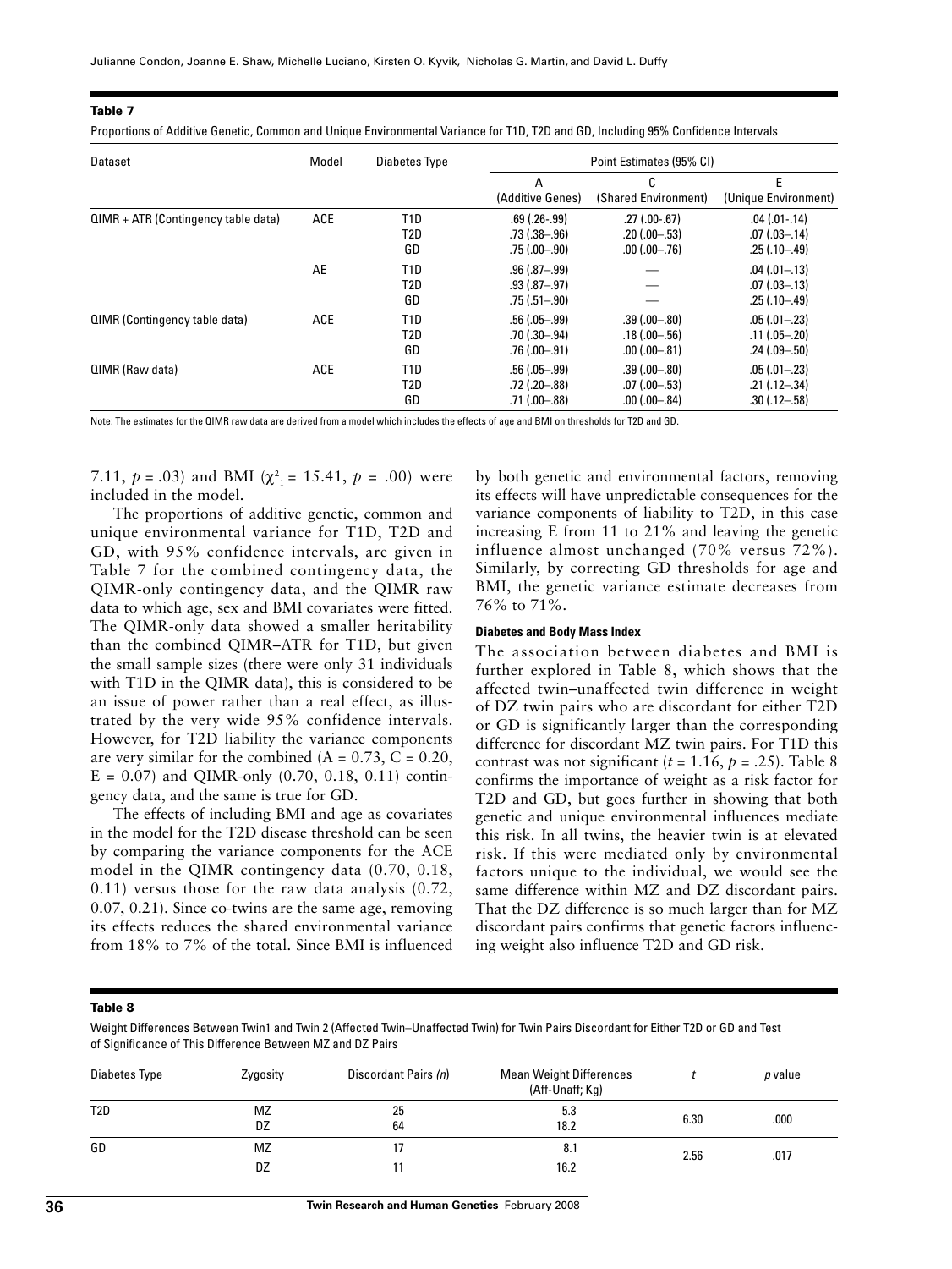**Table 7**

Proportions of Additive Genetic, Common and Unique Environmental Variance for T1D, T2D and GD, Including 95% Confidence Intervals

| Dataset | Model | Diabetes Type | Point Estimates (95% CI) | | |
|---|---|---|---|---|---|
| | | | A (Additive Genes) | C (Shared Environment) | E (Unique Environment) |
| QIMR + ATR (Contingency table data) | ACE | T1D | .69 (.26-.99) | .27 (.00-.67) | .04 (.01-.14) |
| | | T2D | .73 (.38–.96) | .20 (.00–.53) | .07 (.03–.14) |
| | | GD | .75 (.00–.90) | .00 (.00–.76) | .25 (.10–.49) |
| | AE | T1D | .96 (.87–.99) | — | .04 (.01–.13) |
| | | T2D | .93 (.87–.97) | — | .07 (.03–.13) |
| | | GD | .75 (.51–.90) | — | .25 (.10–.49) |
| QIMR (Contingency table data) | ACE | T1D | .56 (.05–.99) | .39 (.00–.80) | .05 (.01–.23) |
| | | T2D | .70 (.30–.94) | .18 (.00–.56) | .11 (.05–.20) |
| | | GD | .76 (.00–.91) | .00 (.00–.81) | .24 (.09–.50) |
| QIMR (Raw data) | ACE | T1D | .56 (.05–.99) | .39 (.00–.80) | .05 (.01–.23) |
| | | T2D | .72 (.20–.88) | .07 (.00–.53) | .21 (.12–.34) |
| | | GD | .71 (.00–.88) | .00 (.00–.84) | .30 (.12–.58) |

Note: The estimates for the QIMR raw data are derived from a model which includes the effects of age and BMI on thresholds for T2D and GD.

7.11, $p = .03$) and BMI ($\chi^2_1 = 15.41$, $p = .00$) were included in the model.

The proportions of additive genetic, common and unique environmental variance for T1D, T2D and GD, with 95% confidence intervals, are given in Table 7 for the combined contingency data, the QIMR-only contingency data, and the QIMR raw data to which age, sex and BMI covariates were fitted. The QIMR-only data showed a smaller heritability than the combined QIMR–ATR for T1D, but given the small sample sizes (there were only 31 individuals with T1D in the QIMR data), this is considered to be an issue of power rather than a real effect, as illustrated by the very wide 95% confidence intervals. However, for T2D liability the variance components are very similar for the combined (A = 0.73, C = 0.20, E = 0.07) and QIMR-only (0.70, 0.18, 0.11) contingency data, and the same is true for GD.

The effects of including BMI and age as covariates in the model for the T2D disease threshold can be seen by comparing the variance components for the ACE model in the QIMR contingency data (0.70, 0.18, 0.11) versus those for the raw data analysis (0.72, 0.07, 0.21). Since co-twins are the same age, removing its effects reduces the shared environmental variance from 18% to 7% of the total. Since BMI is influenced by both genetic and environmental factors, removing its effects will have unpredictable consequences for the variance components of liability to T2D, in this case increasing E from 11 to 21% and leaving the genetic influence almost unchanged (70% versus 72%). Similarly, by correcting GD thresholds for age and BMI, the genetic variance estimate decreases from 76% to 71%.

#### Diabetes and Body Mass Index

The association between diabetes and BMI is further explored in Table 8, which shows that the affected twin–unaffected twin difference in weight of DZ twin pairs who are discordant for either T2D or GD is significantly larger than the corresponding difference for discordant MZ twin pairs. For T1D this contrast was not significant ($t = 1.16$, $p = .25$). Table 8 confirms the importance of weight as a risk factor for T2D and GD, but goes further in showing that both genetic and unique environmental influences mediate this risk. In all twins, the heavier twin is at elevated risk. If this were mediated only by environmental factors unique to the individual, we would see the same difference within MZ and DZ discordant pairs. That the DZ difference is so much larger than for MZ discordant pairs confirms that genetic factors influencing weight also influence T2D and GD risk.

**Table 8**

Weight Differences Between Twin1 and Twin 2 (Affected Twin–Unaffected Twin) for Twin Pairs Discordant for Either T2D or GD and Test of Significance of This Difference Between MZ and DZ Pairs

| Diabetes Type | Zygosity | Discordant Pairs (*n*) | Mean Weight Differences (Aff-Unaff; Kg) | *t* | *p* value |
|---|---|---|---|---|---|
| T2D | MZ | 25 | 5.3 | 6.30 | .000 |
| | DZ | 64 | 18.2 | | |
| GD | MZ | 17 | 8.1 | 2.56 | .017 |
| | DZ | 11 | 16.2 | | |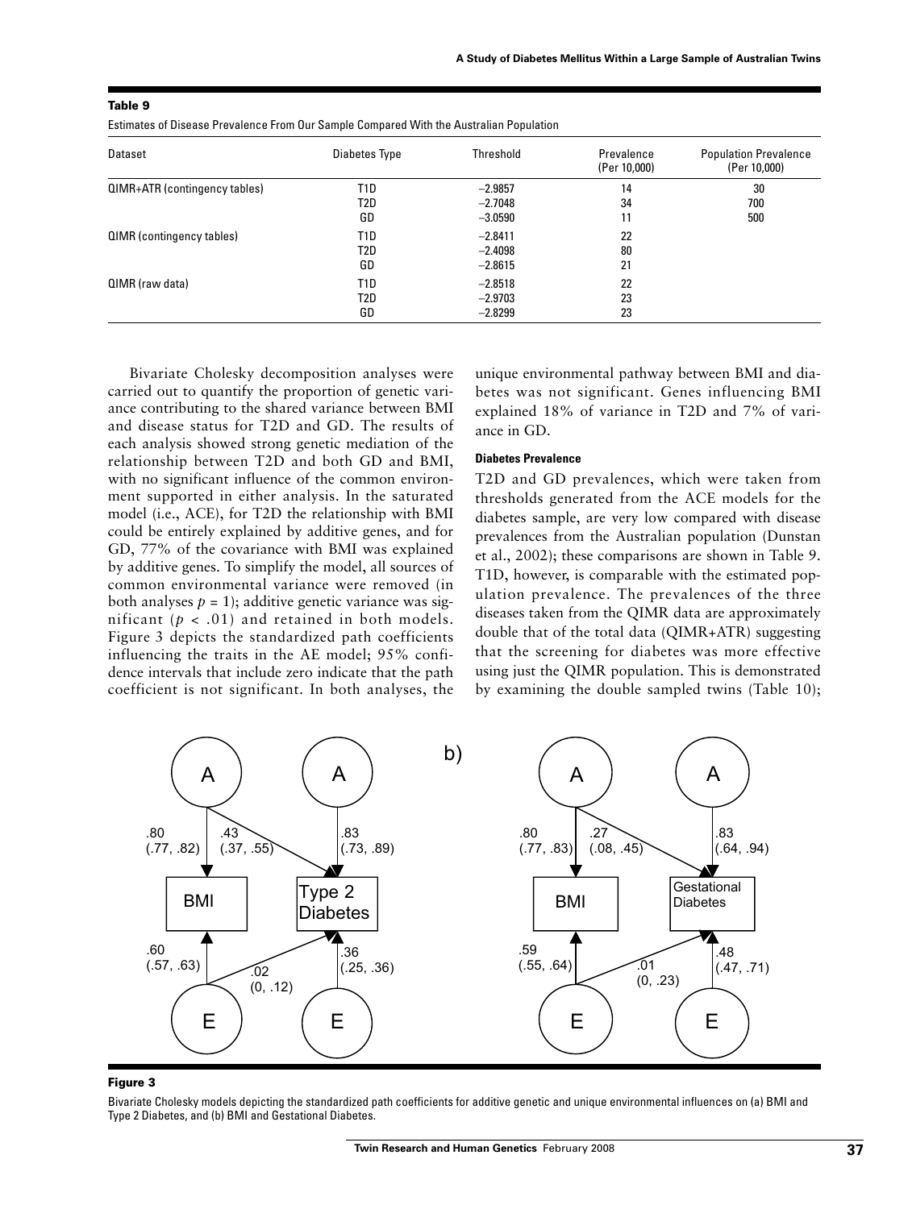**Table 9**

Estimates of Disease Prevalence From Our Sample Compared With the Australian Population

| Dataset | Diabetes Type | Threshold | Prevalence (Per 10,000) | Population Prevalence (Per 10,000) |
|---|---|---|---|---|
| QIMR+ATR (contingency tables) | T1D | −2.9857 | 14 | 30 |
| | T2D | −2.7048 | 34 | 700 |
| | GD | −3.0590 | 11 | 500 |
| QIMR (contingency tables) | T1D | −2.8411 | 22 | |
| | T2D | −2.4098 | 80 | |
| | GD | −2.8615 | 21 | |
| QIMR (raw data) | T1D | −2.8518 | 22 | |
| | T2D | −2.9703 | 23 | |
| | GD | −2.8299 | 23 | |

Bivariate Cholesky decomposition analyses were carried out to quantify the proportion of genetic variance contributing to the shared variance between BMI and disease status for T2D and GD. The results of each analysis showed strong genetic mediation of the relationship between T2D and both GD and BMI, with no significant influence of the common environment supported in either analysis. In the saturated model (i.e., ACE), for T2D the relationship with BMI could be entirely explained by additive genes, and for GD, 77% of the covariance with BMI was explained by additive genes. To simplify the model, all sources of common environmental variance were removed (in both analyses $p = 1$); additive genetic variance was significant ($p < .01$) and retained in both models. Figure 3 depicts the standardized path coefficients influencing the traits in the AE model; 95% confidence intervals that include zero indicate that the path coefficient is not significant. In both analyses, the unique environmental pathway between BMI and diabetes was not significant. Genes influencing BMI explained 18% of variance in T2D and 7% of variance in GD.

#### Diabetes Prevalence

T2D and GD prevalences, which were taken from thresholds generated from the ACE models for the diabetes sample, are very low compared with disease prevalences from the Australian population (Dunstan et al., 2002); these comparisons are shown in Table 9. T1D, however, is comparable with the estimated population prevalence. The prevalences of the three diseases taken from the QIMR data are approximately double that of the total data (QIMR+ATR) suggesting that the screening for diabetes was more effective using just the QIMR population. This is demonstrated by examining the double sampled twins (Table 10);

**Figure 3**

Bivariate Cholesky models depicting the standardized path coefficients for additive genetic and unique environmental influences on (a) BMI and Type 2 Diabetes, and (b) BMI and Gestational Diabetes.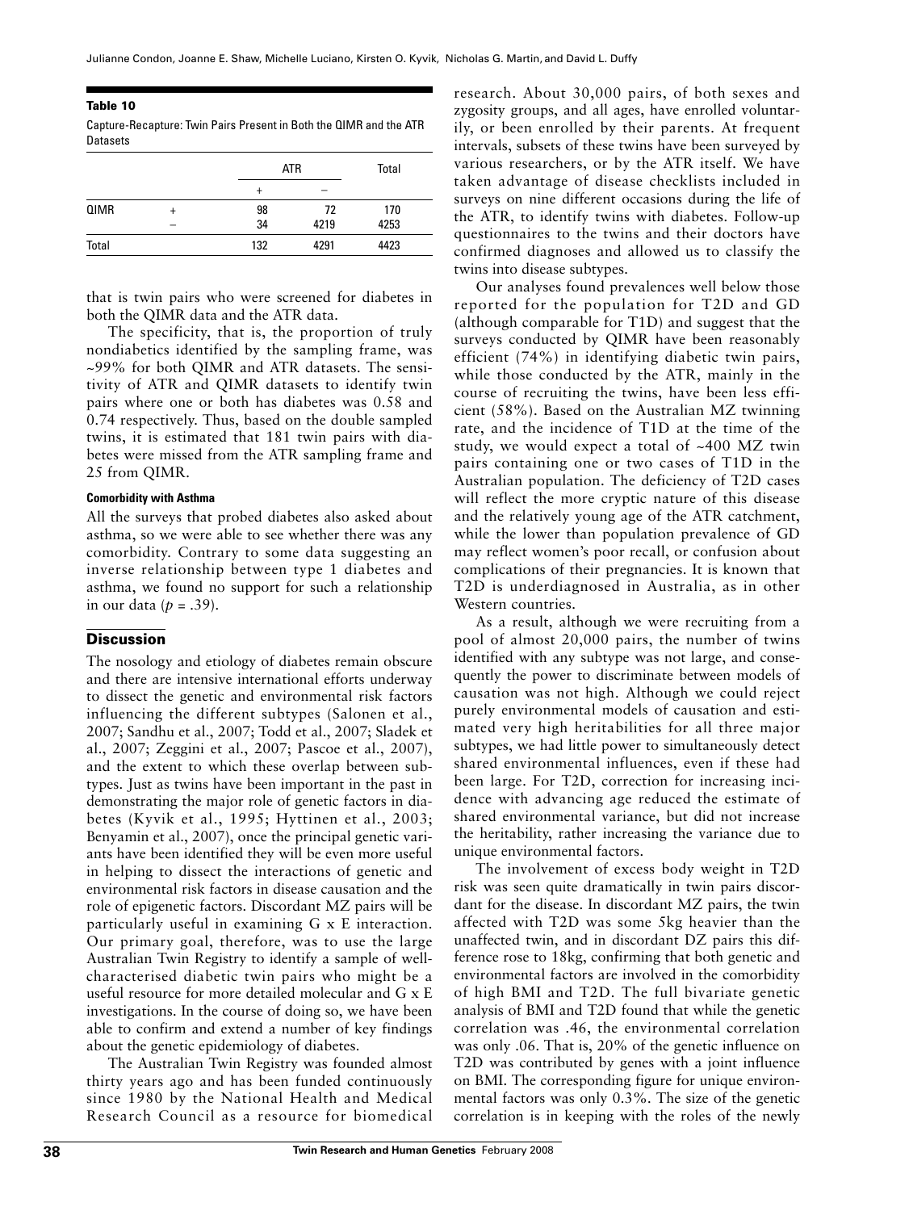**Table 10**

Capture-Recapture: Twin Pairs Present in Both the QIMR and the ATR Datasets

| | | ATR | | Total |
|---|---|---|---|---|
| | | + | – | |
| QIMR | + | 98 | 72 | 170 |
| | – | 34 | 4219 | 4253 |
| Total | | 132 | 4291 | 4423 |

that is twin pairs who were screened for diabetes in both the QIMR data and the ATR data.

The specificity, that is, the proportion of truly nondiabetics identified by the sampling frame, was ~99% for both QIMR and ATR datasets. The sensitivity of ATR and QIMR datasets to identify twin pairs where one or both has diabetes was 0.58 and 0.74 respectively. Thus, based on the double sampled twins, it is estimated that 181 twin pairs with diabetes were missed from the ATR sampling frame and 25 from QIMR.

#### Comorbidity with Asthma

All the surveys that probed diabetes also asked about asthma, so we were able to see whether there was any comorbidity. Contrary to some data suggesting an inverse relationship between type 1 diabetes and asthma, we found no support for such a relationship in our data ($p = .39$).

## Discussion

The nosology and etiology of diabetes remain obscure and there are intensive international efforts underway to dissect the genetic and environmental risk factors influencing the different subtypes (Salonen et al., 2007; Sandhu et al., 2007; Todd et al., 2007; Sladek et al., 2007; Zeggini et al., 2007; Pascoe et al., 2007), and the extent to which these overlap between subtypes. Just as twins have been important in the past in demonstrating the major role of genetic factors in diabetes (Kyvik et al., 1995; Hyttinen et al., 2003; Benyamin et al., 2007), once the principal genetic variants have been identified they will be even more useful in helping to dissect the interactions of genetic and environmental risk factors in disease causation and the role of epigenetic factors. Discordant MZ pairs will be particularly useful in examining G x E interaction. Our primary goal, therefore, was to use the large Australian Twin Registry to identify a sample of well-characterised diabetic twin pairs who might be a useful resource for more detailed molecular and G x E investigations. In the course of doing so, we have been able to confirm and extend a number of key findings about the genetic epidemiology of diabetes.

The Australian Twin Registry was founded almost thirty years ago and has been funded continuously since 1980 by the National Health and Medical Research Council as a resource for biomedical research. About 30,000 pairs, of both sexes and zygosity groups, and all ages, have enrolled voluntarily, or been enrolled by their parents. At frequent intervals, subsets of these twins have been surveyed by various researchers, or by the ATR itself. We have taken advantage of disease checklists included in surveys on nine different occasions during the life of the ATR, to identify twins with diabetes. Follow-up questionnaires to the twins and their doctors have confirmed diagnoses and allowed us to classify the twins into disease subtypes.

Our analyses found prevalences well below those reported for the population for T2D and GD (although comparable for T1D) and suggest that the surveys conducted by QIMR have been reasonably efficient (74%) in identifying diabetic twin pairs, while those conducted by the ATR, mainly in the course of recruiting the twins, have been less efficient (58%). Based on the Australian MZ twinning rate, and the incidence of T1D at the time of the study, we would expect a total of ~400 MZ twin pairs containing one or two cases of T1D in the Australian population. The deficiency of T2D cases will reflect the more cryptic nature of this disease and the relatively young age of the ATR catchment, while the lower than population prevalence of GD may reflect women's poor recall, or confusion about complications of their pregnancies. It is known that T2D is underdiagnosed in Australia, as in other Western countries.

As a result, although we were recruiting from a pool of almost 20,000 pairs, the number of twins identified with any subtype was not large, and consequently the power to discriminate between models of causation was not high. Although we could reject purely environmental models of causation and estimated very high heritabilities for all three major subtypes, we had little power to simultaneously detect shared environmental influences, even if these had been large. For T2D, correction for increasing incidence with advancing age reduced the estimate of shared environmental variance, but did not increase the heritability, rather increasing the variance due to unique environmental factors.

The involvement of excess body weight in T2D risk was seen quite dramatically in twin pairs discordant for the disease. In discordant MZ pairs, the twin affected with T2D was some 5kg heavier than the unaffected twin, and in discordant DZ pairs this difference rose to 18kg, confirming that both genetic and environmental factors are involved in the comorbidity of high BMI and T2D. The full bivariate genetic analysis of BMI and T2D found that while the genetic correlation was .46, the environmental correlation was only .06. That is, 20% of the genetic influence on T2D was contributed by genes with a joint influence on BMI. The corresponding figure for unique environmental factors was only 0.3%. The size of the genetic correlation is in keeping with the roles of the newly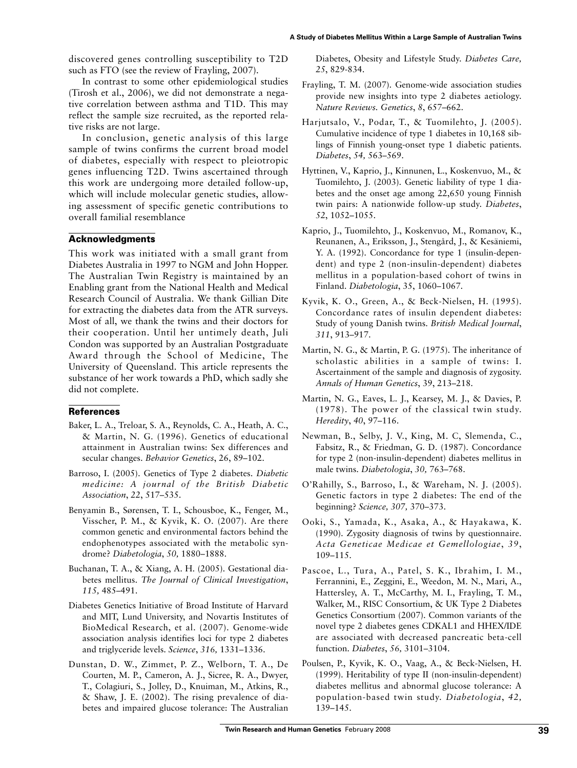discovered genes controlling susceptibility to T2D such as FTO (see the review of Frayling, 2007).

In contrast to some other epidemiological studies (Tirosh et al., 2006), we did not demonstrate a negative correlation between asthma and T1D. This may reflect the sample size recruited, as the reported relative risks are not large.

In conclusion, genetic analysis of this large sample of twins confirms the current broad model of diabetes, especially with respect to pleiotropic genes influencing T2D. Twins ascertained through this work are undergoing more detailed follow-up, which will include molecular genetic studies, allowing assessment of specific genetic contributions to overall familial resemblance

## Acknowledgments

This work was initiated with a small grant from Diabetes Australia in 1997 to NGM and John Hopper. The Australian Twin Registry is maintained by an Enabling grant from the National Health and Medical Research Council of Australia. We thank Gillian Dite for extracting the diabetes data from the ATR surveys. Most of all, we thank the twins and their doctors for their cooperation. Until her untimely death, Juli Condon was supported by an Australian Postgraduate Award through the School of Medicine, The University of Queensland. This article represents the substance of her work towards a PhD, which sadly she did not complete.

## References

Baker, L. A., Treloar, S. A., Reynolds, C. A., Heath, A. C., & Martin, N. G. (1996). Genetics of educational attainment in Australian twins: Sex differences and secular changes. *Behavior Genetics*, 26, 89–102.

Barroso, I. (2005). Genetics of Type 2 diabetes. *Diabetic medicine: A journal of the British Diabetic Association*, *22*, 517–535.

Benyamin B., Sørensen, T. I., Schousboe, K., Fenger, M., Visscher, P. M., & Kyvik, K. O. (2007). Are there common genetic and environmental factors behind the endophenotypes associated with the metabolic syndrome? *Diabetologia*, *50,* 1880–1888.

Buchanan, T. A., & Xiang, A. H. (2005). Gestational diabetes mellitus. *The Journal of Clinical Investigation*, *115,* 485–491.

Diabetes Genetics Initiative of Broad Institute of Harvard and MIT, Lund University, and Novartis Institutes of BioMedical Research, et al. (2007). Genome-wide association analysis identifies loci for type 2 diabetes and triglyceride levels. *Science*, *316,* 1331–1336.

Dunstan, D. W., Zimmet, P. Z., Welborn, T. A., De Courten, M. P., Cameron, A. J., Sicree, R. A., Dwyer, T., Colagiuri, S., Jolley, D., Knuiman, M., Atkins, R., & Shaw, J. E. (2002). The rising prevalence of diabetes and impaired glucose tolerance: The Australian Diabetes, Obesity and Lifestyle Study. *Diabetes Care, 25*, 829-834.

Frayling, T. M. (2007). Genome-wide association studies provide new insights into type 2 diabetes aetiology. *Nature Reviews. Genetics*, *8*, 657–662.

Harjutsalo, V., Podar, T., & Tuomilehto, J. (2005). Cumulative incidence of type 1 diabetes in 10,168 siblings of Finnish young-onset type 1 diabetic patients. *Diabetes*, *54,* 563–569.

Hyttinen, V., Kaprio, J., Kinnunen, L., Koskenvuo, M., & Tuomilehto, J. (2003). Genetic liability of type 1 diabetes and the onset age among 22,650 young Finnish twin pairs: A nationwide follow-up study. *Diabetes*, *52*, 1052–1055.

Kaprio, J., Tuomilehto, J., Koskenvuo, M., Romanov, K., Reunanen, A., Eriksson, J., Stengård, J., & Kesäniemi, Y. A. (1992). Concordance for type 1 (insulin-dependent) and type 2 (non-insulin-dependent) diabetes mellitus in a population-based cohort of twins in Finland. *Diabetologia*, *35*, 1060–1067.

Kyvik, K. O., Green, A., & Beck-Nielsen, H. (1995). Concordance rates of insulin dependent diabetes: Study of young Danish twins. *British Medical Journal*, *311*, 913–917.

Martin, N. G., & Martin, P. G. (1975). The inheritance of scholastic abilities in a sample of twins: I. Ascertainment of the sample and diagnosis of zygosity. *Annals of Human Genetics*, 39, 213–218.

Martin, N. G., Eaves, L. J., Kearsey, M. J., & Davies, P. (1978). The power of the classical twin study. *Heredity*, *40*, 97–116.

Newman, B., Selby, J. V., King, M. C, Slemenda, C., Fabsitz, R., & Friedman, G. D. (1987). Concordance for type 2 (non-insulin-dependent) diabetes mellitus in male twins. *Diabetologia*, *30,* 763–768.

O'Rahilly, S., Barroso, I., & Wareham, N. J. (2005). Genetic factors in type 2 diabetes: The end of the beginning? *Science, 307,* 370–373.

Ooki, S., Yamada, K., Asaka, A., & Hayakawa, K. (1990). Zygosity diagnosis of twins by questionnaire. *Acta Geneticae Medicae et Gemellologiae*, *39*, 109–115.

Pascoe, L., Tura, A., Patel, S. K., Ibrahim, I. M., Ferrannini, E., Zeggini, E., Weedon, M. N., Mari, A., Hattersley, A. T., McCarthy, M. I., Frayling, T. M., Walker, M., RISC Consortium, & UK Type 2 Diabetes Genetics Consortium (2007). Common variants of the novel type 2 diabetes genes CDKAL1 and HHEX/IDE are associated with decreased pancreatic beta-cell function. *Diabetes*, *56,* 3101–3104.

Poulsen, P., Kyvik, K. O., Vaag, A., & Beck-Nielsen, H. (1999). Heritability of type II (non-insulin-dependent) diabetes mellitus and abnormal glucose tolerance: A population-based twin study. *Diabetologia*, *42,* 139–145.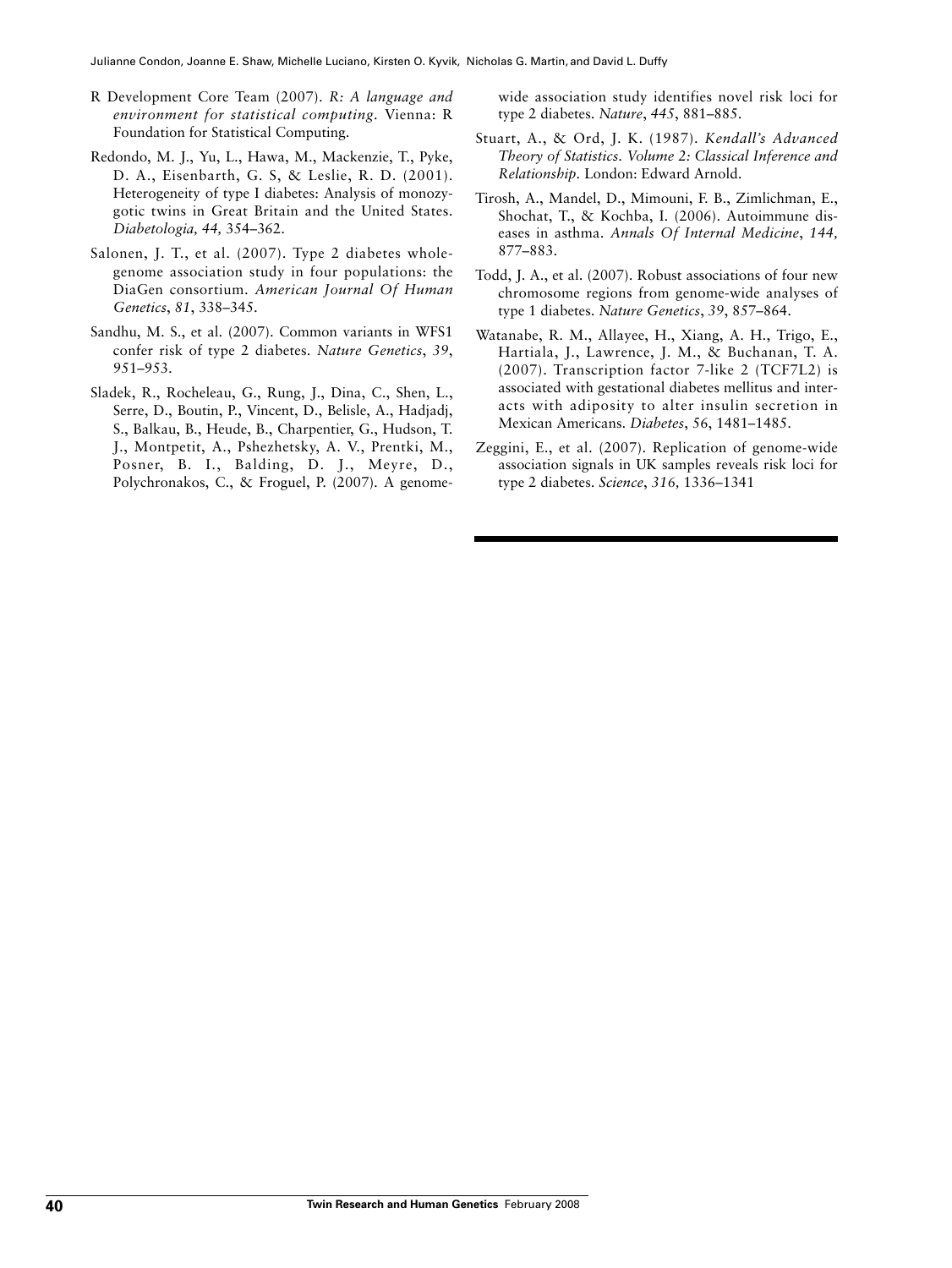R Development Core Team (2007). *R: A language and environment for statistical computing*. Vienna: R Foundation for Statistical Computing.

Redondo, M. J., Yu, L., Hawa, M., Mackenzie, T., Pyke, D. A., Eisenbarth, G. S, & Leslie, R. D. (2001). Heterogeneity of type I diabetes: Analysis of monozygotic twins in Great Britain and the United States. *Diabetologia, 44,* 354–362.

Salonen, J. T., et al. (2007). Type 2 diabetes whole-genome association study in four populations: the DiaGen consortium. *American Journal Of Human Genetics*, *81*, 338–345.

Sandhu, M. S., et al. (2007). Common variants in WFS1 confer risk of type 2 diabetes. *Nature Genetics*, *39*, 951–953.

Sladek, R., Rocheleau, G., Rung, J., Dina, C., Shen, L., Serre, D., Boutin, P., Vincent, D., Belisle, A., Hadjadj, S., Balkau, B., Heude, B., Charpentier, G., Hudson, T. J., Montpetit, A., Pshezhetsky, A. V., Prentki, M., Posner, B. I., Balding, D. J., Meyre, D., Polychronakos, C., & Froguel, P. (2007). A genome-wide association study identifies novel risk loci for type 2 diabetes. *Nature*, *445*, 881–885.

Stuart, A., & Ord, J. K. (1987). *Kendall's Advanced Theory of Statistics. Volume 2: Classical Inference and Relationship*. London: Edward Arnold.

Tirosh, A., Mandel, D., Mimouni, F. B., Zimlichman, E., Shochat, T., & Kochba, I. (2006). Autoimmune diseases in asthma. *Annals Of Internal Medicine*, *144,* 877–883.

Todd, J. A., et al. (2007). Robust associations of four new chromosome regions from genome-wide analyses of type 1 diabetes. *Nature Genetics*, *39*, 857–864.

Watanabe, R. M., Allayee, H., Xiang, A. H., Trigo, E., Hartiala, J., Lawrence, J. M., & Buchanan, T. A. (2007). Transcription factor 7-like 2 (TCF7L2) is associated with gestational diabetes mellitus and interacts with adiposity to alter insulin secretion in Mexican Americans. *Diabetes*, *56*, 1481–1485.

Zeggini, E., et al. (2007). Replication of genome-wide association signals in UK samples reveals risk loci for type 2 diabetes. *Science*, *316,* 1336–1341